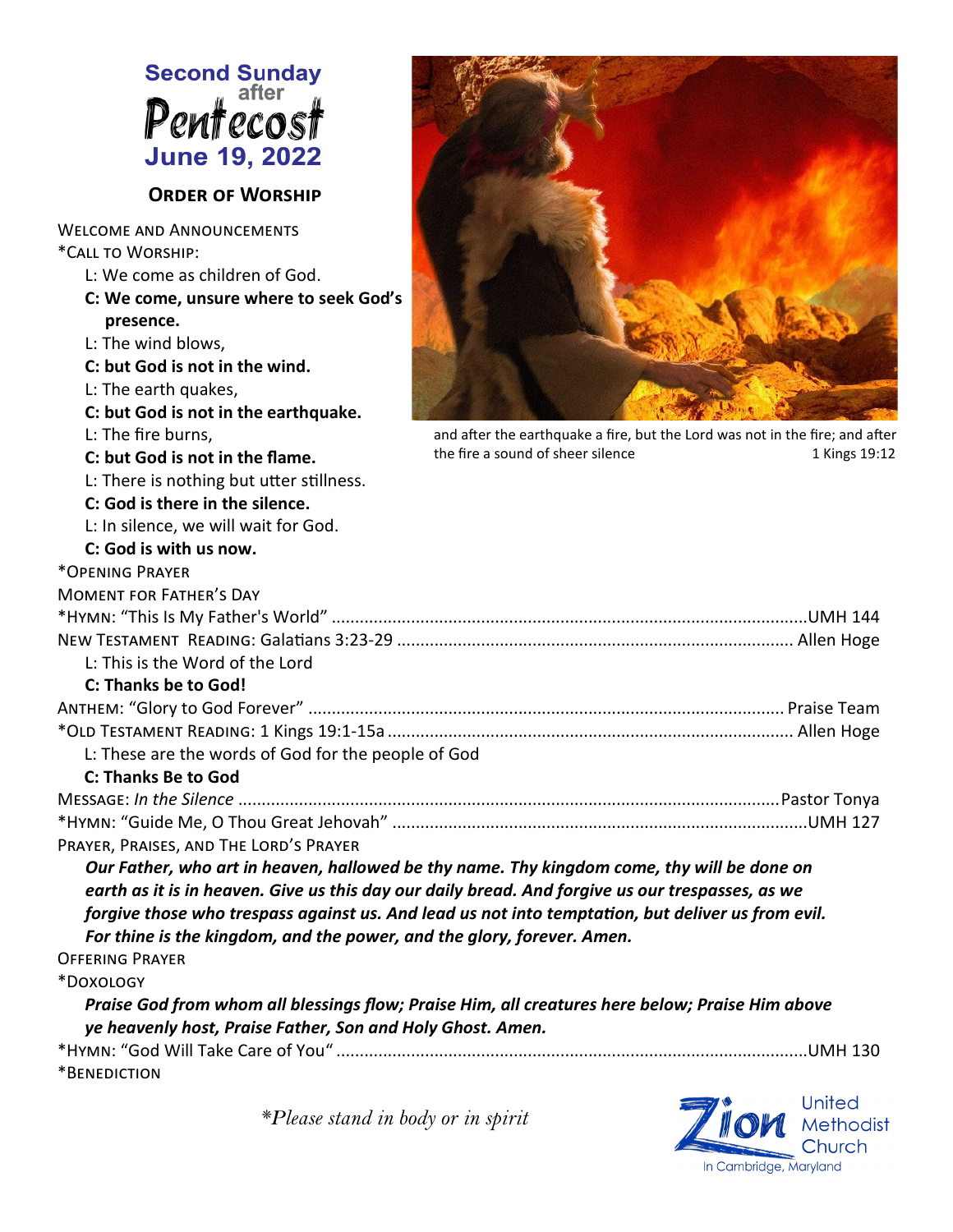# Second Sunday after Pentecost

## June 19, 2022

### Order of Worship

and after the earthquake a fire, but the Lord was not in the fire; and after the fire a sound of sheer silence — 1 Kings 19:12

Welcome and Announcements

*Call to Worship:

L: We come as children of God.

**C: We come, unsure where to seek God's presence.**

L: The wind blows,

**C: but God is not in the wind.**

L: The earth quakes,

**C: but God is not in the earthquake.**

L: The fire burns,

**C: but God is not in the flame.**

L: There is nothing but utter stillness.

**C: God is there in the silence.**

L: In silence, we will wait for God.

**C: God is with us now.**

*Opening Prayer

Moment for Father's Day

*Hymn: "This Is My Father's World" .................................................. UMH 144

New Testament Reading: Galatians 3:23-29 .................................................. Allen Hoge

L: This is the Word of the Lord

**C: Thanks be to God!**

Anthem: "Glory to God Forever" .................................................. Praise Team

*Old Testament Reading: 1 Kings 19:1-15a .................................................. Allen Hoge

L: These are the words of God for the people of God

**C: Thanks Be to God**

Message: *In the Silence* .................................................. Pastor Tonya

*Hymn: "Guide Me, O Thou Great Jehovah" .................................................. UMH 127

Prayer, Praises, and The Lord's Prayer

***Our Father, who art in heaven, hallowed be thy name. Thy kingdom come, thy will be done on earth as it is in heaven. Give us this day our daily bread. And forgive us our trespasses, as we forgive those who trespass against us. And lead us not into temptation, but deliver us from evil. For thine is the kingdom, and the power, and the glory, forever. Amen.***

Offering Prayer

*Doxology

***Praise God from whom all blessings flow; Praise Him, all creatures here below; Praise Him above ye heavenly host, Praise Father, Son and Holy Ghost. Amen.***

*Hymn: "God Will Take Care of You" .................................................. UMH 130

*Benediction

*\*Please stand in body or in spirit*

Zion United Methodist Church
In Cambridge, Maryland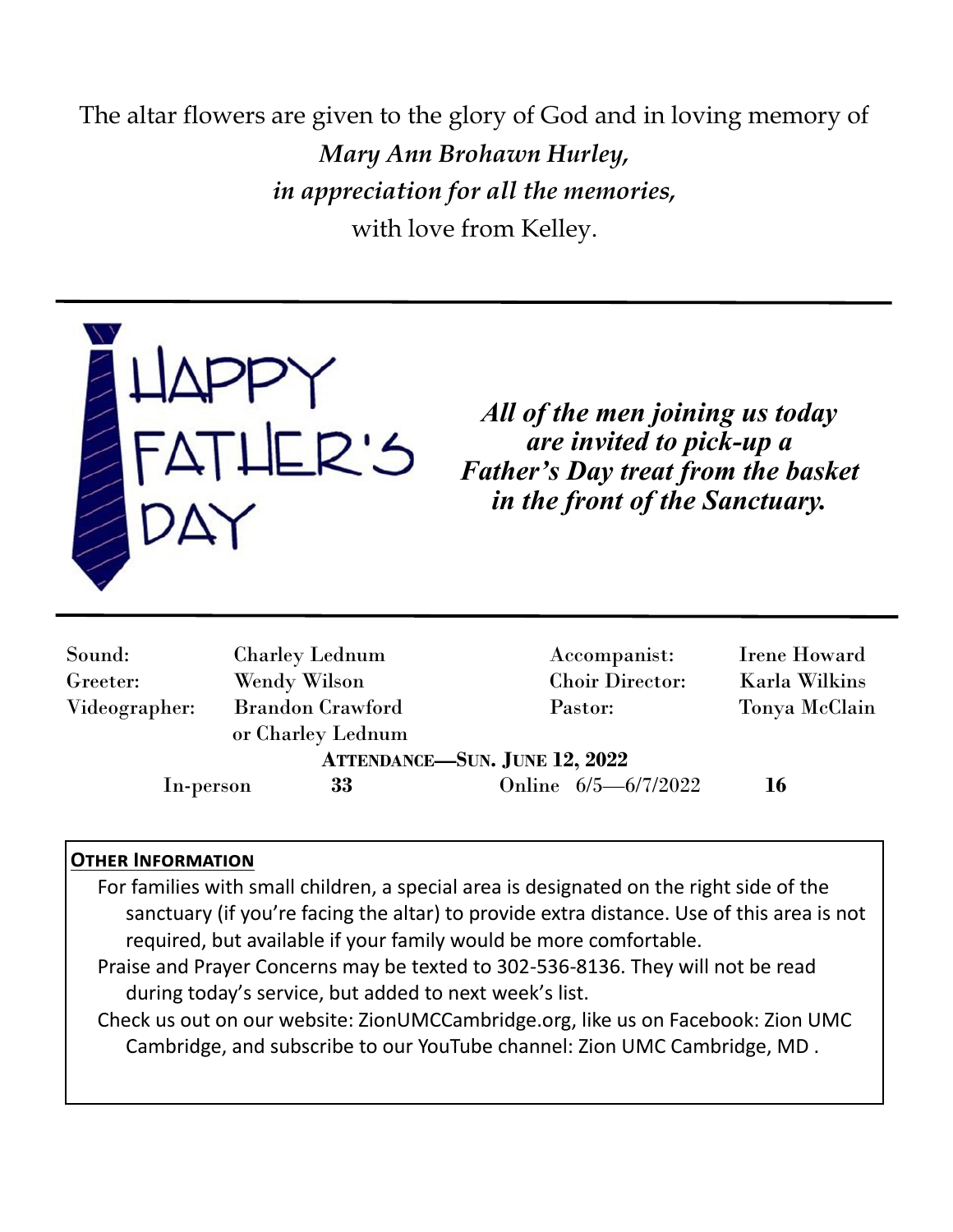The altar flowers are given to the glory of God and in loving memory of

***Mary Ann Brohawn Hurley,***

***in appreciation for all the memories,***

with love from Kelley.

---

HAPPY FATHER'S DAY

***All of the men joining us today are invited to pick-up a Father's Day treat from the basket in the front of the Sanctuary.***

---

| | | | |
|---|---|---|---|
| Sound: | Charley Lednum | Accompanist: | Irene Howard |
| Greeter: | Wendy Wilson | Choir Director: | Karla Wilkins |
| Videographer: | Brandon Crawford or Charley Lednum | Pastor: | Tonya McClain |

**ATTENDANCE—SUN. JUNE 12, 2022**

| | | | |
|---|---|---|---|
| In-person | **33** | Online 6/5—6/7/2022 | **16** |

**OTHER INFORMATION**

For families with small children, a special area is designated on the right side of the sanctuary (if you're facing the altar) to provide extra distance. Use of this area is not required, but available if your family would be more comfortable.

Praise and Prayer Concerns may be texted to 302-536-8136. They will not be read during today's service, but added to next week's list.

Check us out on our website: ZionUMCCambridge.org, like us on Facebook: Zion UMC Cambridge, and subscribe to our YouTube channel: Zion UMC Cambridge, MD .